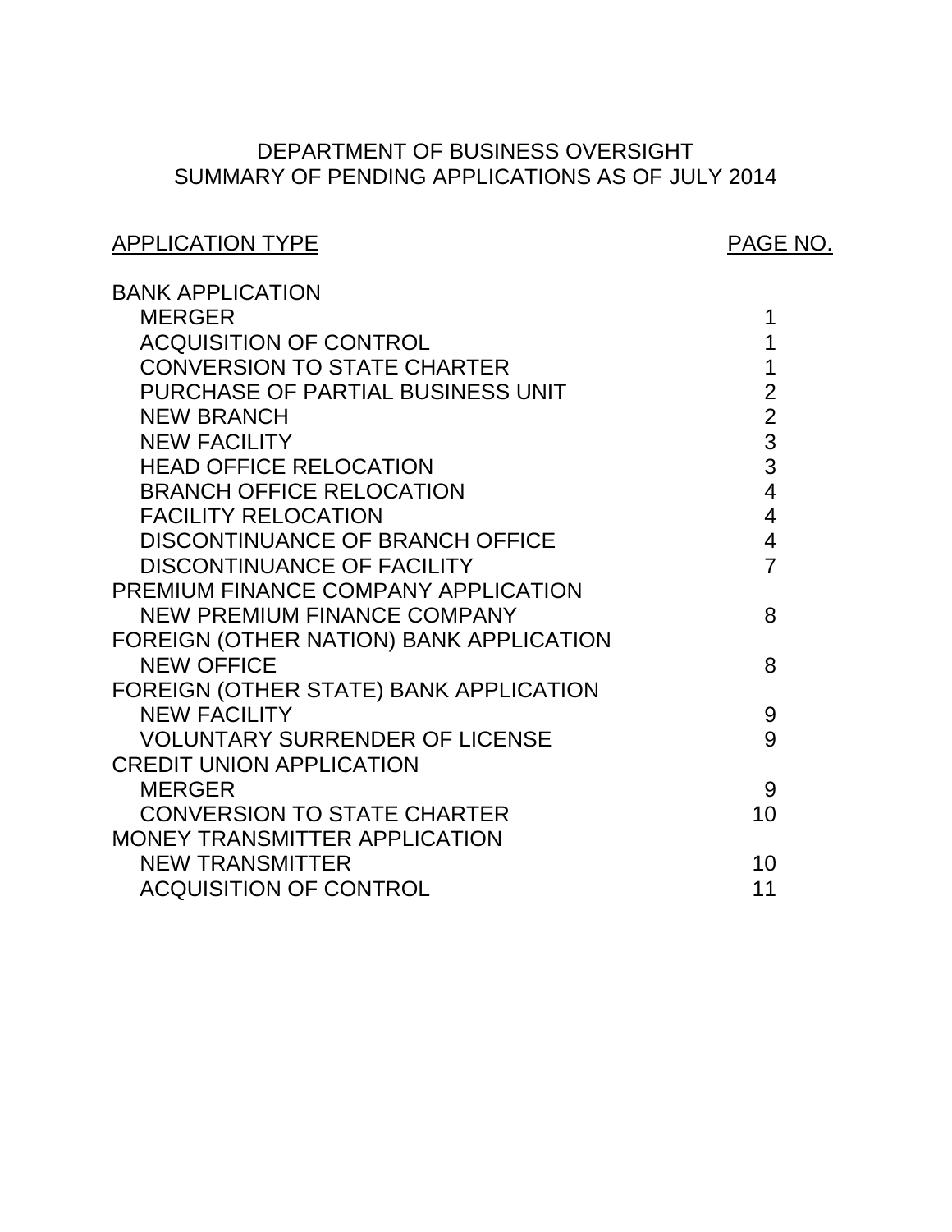# DEPARTMENT OF BUSINESS OVERSIGHT
## SUMMARY OF PENDING APPLICATIONS AS OF JULY 2014

| APPLICATION TYPE | PAGE NO. |
|---|---|
| BANK APPLICATION | |
| MERGER | 1 |
| ACQUISITION OF CONTROL | 1 |
| CONVERSION TO STATE CHARTER | 1 |
| PURCHASE OF PARTIAL BUSINESS UNIT | 2 |
| NEW BRANCH | 2 |
| NEW FACILITY | 3 |
| HEAD OFFICE RELOCATION | 3 |
| BRANCH OFFICE RELOCATION | 4 |
| FACILITY RELOCATION | 4 |
| DISCONTINUANCE OF BRANCH OFFICE | 4 |
| DISCONTINUANCE OF FACILITY | 7 |
| PREMIUM FINANCE COMPANY APPLICATION | |
| NEW PREMIUM FINANCE COMPANY | 8 |
| FOREIGN (OTHER NATION) BANK APPLICATION | |
| NEW OFFICE | 8 |
| FOREIGN (OTHER STATE) BANK APPLICATION | |
| NEW FACILITY | 9 |
| VOLUNTARY SURRENDER OF LICENSE | 9 |
| CREDIT UNION APPLICATION | |
| MERGER | 9 |
| CONVERSION TO STATE CHARTER | 10 |
| MONEY TRANSMITTER APPLICATION | |
| NEW TRANSMITTER | 10 |
| ACQUISITION OF CONTROL | 11 |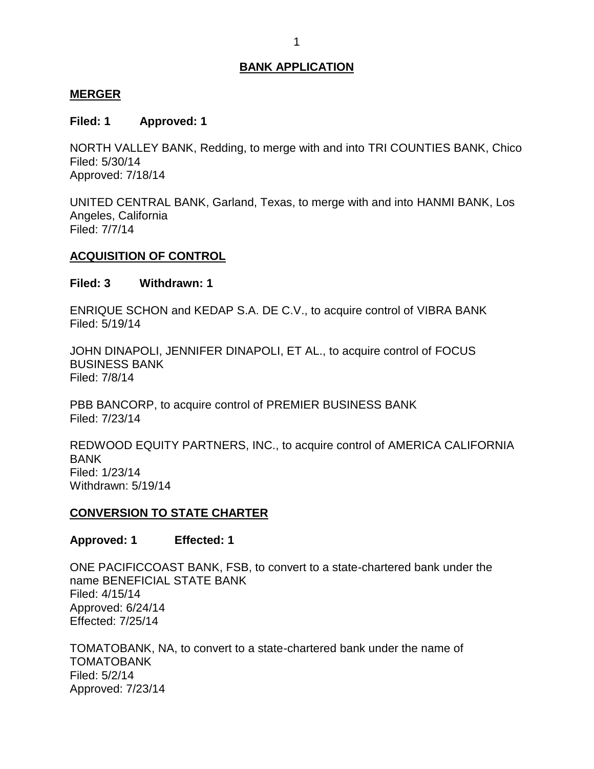# BANK APPLICATION

## MERGER

**Filed: 1 Approved: 1**

NORTH VALLEY BANK, Redding, to merge with and into TRI COUNTIES BANK, Chico
Filed: 5/30/14
Approved: 7/18/14

UNITED CENTRAL BANK, Garland, Texas, to merge with and into HANMI BANK, Los Angeles, California
Filed: 7/7/14

## ACQUISITION OF CONTROL

**Filed: 3 Withdrawn: 1**

ENRIQUE SCHON and KEDAP S.A. DE C.V., to acquire control of VIBRA BANK
Filed: 5/19/14

JOHN DINAPOLI, JENNIFER DINAPOLI, ET AL., to acquire control of FOCUS BUSINESS BANK
Filed: 7/8/14

PBB BANCORP, to acquire control of PREMIER BUSINESS BANK
Filed: 7/23/14

REDWOOD EQUITY PARTNERS, INC., to acquire control of AMERICA CALIFORNIA BANK
Filed: 1/23/14
Withdrawn: 5/19/14

## CONVERSION TO STATE CHARTER

**Approved: 1 Effected: 1**

ONE PACIFICCOAST BANK, FSB, to convert to a state-chartered bank under the name BENEFICIAL STATE BANK
Filed: 4/15/14
Approved: 6/24/14
Effected: 7/25/14

TOMATOBANK, NA, to convert to a state-chartered bank under the name of TOMATOBANK
Filed: 5/2/14
Approved: 7/23/14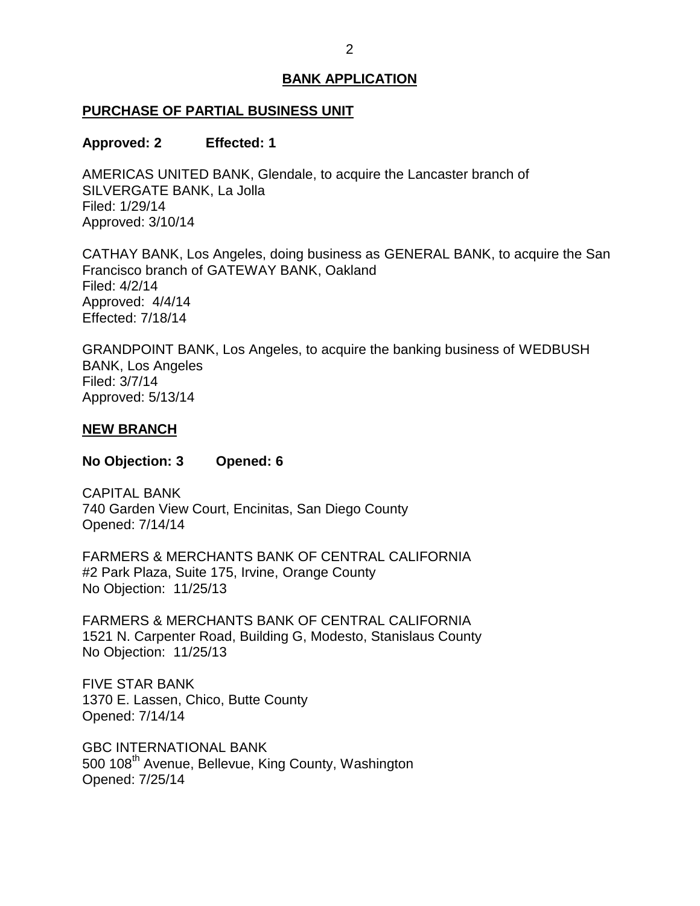## BANK APPLICATION

### PURCHASE OF PARTIAL BUSINESS UNIT

**Approved: 2 Effected: 1**

AMERICAS UNITED BANK, Glendale, to acquire the Lancaster branch of SILVERGATE BANK, La Jolla
Filed: 1/29/14
Approved: 3/10/14

CATHAY BANK, Los Angeles, doing business as GENERAL BANK, to acquire the San Francisco branch of GATEWAY BANK, Oakland
Filed: 4/2/14
Approved: 4/4/14
Effected: 7/18/14

GRANDPOINT BANK, Los Angeles, to acquire the banking business of WEDBUSH BANK, Los Angeles
Filed: 3/7/14
Approved: 5/13/14

### NEW BRANCH

**No Objection: 3 Opened: 6**

CAPITAL BANK
740 Garden View Court, Encinitas, San Diego County
Opened: 7/14/14

FARMERS & MERCHANTS BANK OF CENTRAL CALIFORNIA
#2 Park Plaza, Suite 175, Irvine, Orange County
No Objection: 11/25/13

FARMERS & MERCHANTS BANK OF CENTRAL CALIFORNIA
1521 N. Carpenter Road, Building G, Modesto, Stanislaus County
No Objection: 11/25/13

FIVE STAR BANK
1370 E. Lassen, Chico, Butte County
Opened: 7/14/14

GBC INTERNATIONAL BANK
500 108th Avenue, Bellevue, King County, Washington
Opened: 7/25/14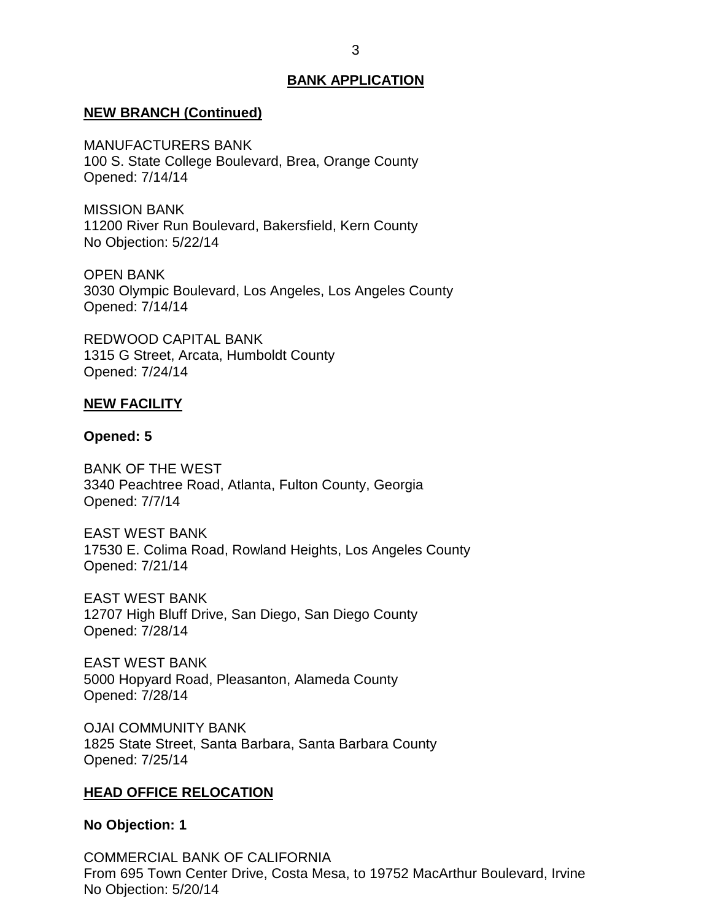## BANK APPLICATION

### NEW BRANCH (Continued)

MANUFACTURERS BANK
100 S. State College Boulevard, Brea, Orange County
Opened: 7/14/14

MISSION BANK
11200 River Run Boulevard, Bakersfield, Kern County
No Objection: 5/22/14

OPEN BANK
3030 Olympic Boulevard, Los Angeles, Los Angeles County
Opened: 7/14/14

REDWOOD CAPITAL BANK
1315 G Street, Arcata, Humboldt County
Opened: 7/24/14

### NEW FACILITY

**Opened: 5**

BANK OF THE WEST
3340 Peachtree Road, Atlanta, Fulton County, Georgia
Opened: 7/7/14

EAST WEST BANK
17530 E. Colima Road, Rowland Heights, Los Angeles County
Opened: 7/21/14

EAST WEST BANK
12707 High Bluff Drive, San Diego, San Diego County
Opened: 7/28/14

EAST WEST BANK
5000 Hopyard Road, Pleasanton, Alameda County
Opened: 7/28/14

OJAI COMMUNITY BANK
1825 State Street, Santa Barbara, Santa Barbara County
Opened: 7/25/14

### HEAD OFFICE RELOCATION

**No Objection: 1**

COMMERCIAL BANK OF CALIFORNIA
From 695 Town Center Drive, Costa Mesa, to 19752 MacArthur Boulevard, Irvine
No Objection: 5/20/14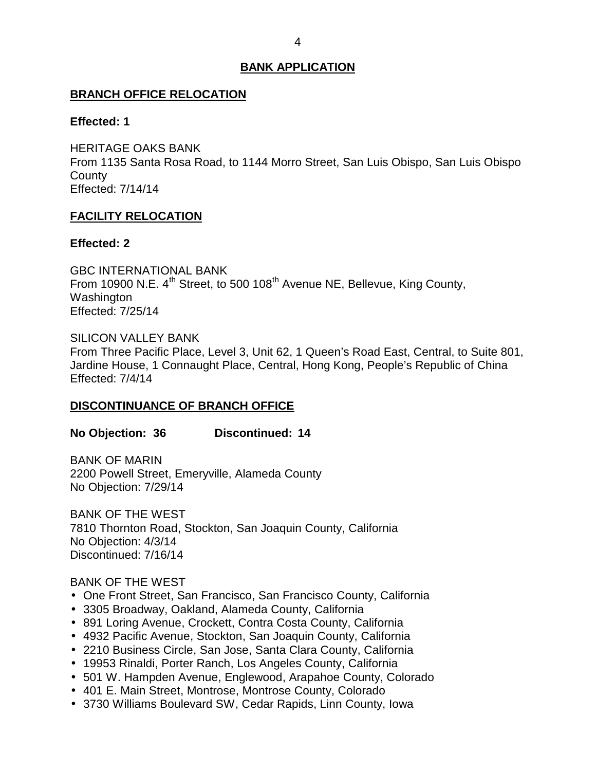## BANK APPLICATION

### BRANCH OFFICE RELOCATION

**Effected: 1**

HERITAGE OAKS BANK
From 1135 Santa Rosa Road, to 1144 Morro Street, San Luis Obispo, San Luis Obispo County
Effected: 7/14/14

### FACILITY RELOCATION

**Effected: 2**

GBC INTERNATIONAL BANK
From 10900 N.E. 4th Street, to 500 108th Avenue NE, Bellevue, King County, Washington
Effected: 7/25/14

SILICON VALLEY BANK
From Three Pacific Place, Level 3, Unit 62, 1 Queen's Road East, Central, to Suite 801, Jardine House, 1 Connaught Place, Central, Hong Kong, People's Republic of China
Effected: 7/4/14

### DISCONTINUANCE OF BRANCH OFFICE

**No Objection: 36 Discontinued: 14**

BANK OF MARIN
2200 Powell Street, Emeryville, Alameda County
No Objection: 7/29/14

BANK OF THE WEST
7810 Thornton Road, Stockton, San Joaquin County, California
No Objection: 4/3/14
Discontinued: 7/16/14

BANK OF THE WEST

- One Front Street, San Francisco, San Francisco County, California
- 3305 Broadway, Oakland, Alameda County, California
- 891 Loring Avenue, Crockett, Contra Costa County, California
- 4932 Pacific Avenue, Stockton, San Joaquin County, California
- 2210 Business Circle, San Jose, Santa Clara County, California
- 19953 Rinaldi, Porter Ranch, Los Angeles County, California
- 501 W. Hampden Avenue, Englewood, Arapahoe County, Colorado
- 401 E. Main Street, Montrose, Montrose County, Colorado
- 3730 Williams Boulevard SW, Cedar Rapids, Linn County, Iowa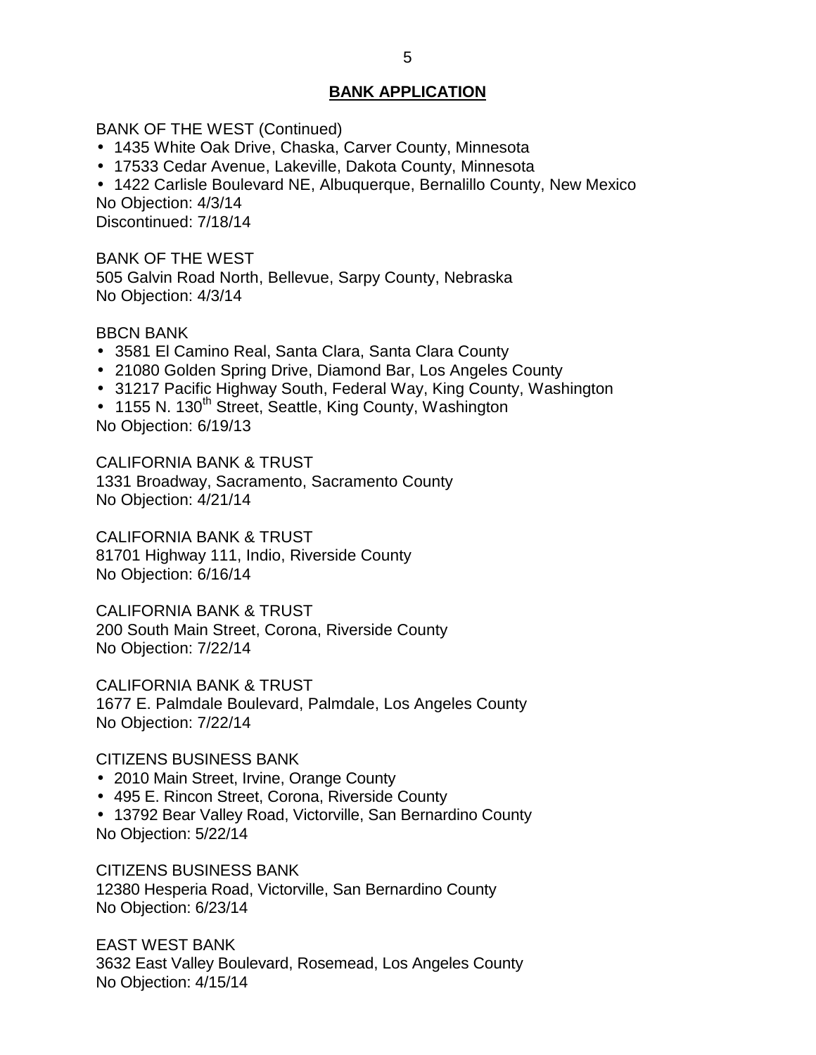## BANK APPLICATION

BANK OF THE WEST (Continued)

- 1435 White Oak Drive, Chaska, Carver County, Minnesota
- 17533 Cedar Avenue, Lakeville, Dakota County, Minnesota
- 1422 Carlisle Boulevard NE, Albuquerque, Bernalillo County, New Mexico

No Objection: 4/3/14
Discontinued: 7/18/14

BANK OF THE WEST
505 Galvin Road North, Bellevue, Sarpy County, Nebraska
No Objection: 4/3/14

BBCN BANK

- 3581 El Camino Real, Santa Clara, Santa Clara County
- 21080 Golden Spring Drive, Diamond Bar, Los Angeles County
- 31217 Pacific Highway South, Federal Way, King County, Washington
- 1155 N. 130th Street, Seattle, King County, Washington

No Objection: 6/19/13

CALIFORNIA BANK & TRUST
1331 Broadway, Sacramento, Sacramento County
No Objection: 4/21/14

CALIFORNIA BANK & TRUST
81701 Highway 111, Indio, Riverside County
No Objection: 6/16/14

CALIFORNIA BANK & TRUST
200 South Main Street, Corona, Riverside County
No Objection: 7/22/14

CALIFORNIA BANK & TRUST
1677 E. Palmdale Boulevard, Palmdale, Los Angeles County
No Objection: 7/22/14

CITIZENS BUSINESS BANK

- 2010 Main Street, Irvine, Orange County
- 495 E. Rincon Street, Corona, Riverside County
- 13792 Bear Valley Road, Victorville, San Bernardino County

No Objection: 5/22/14

CITIZENS BUSINESS BANK
12380 Hesperia Road, Victorville, San Bernardino County
No Objection: 6/23/14

EAST WEST BANK
3632 East Valley Boulevard, Rosemead, Los Angeles County
No Objection: 4/15/14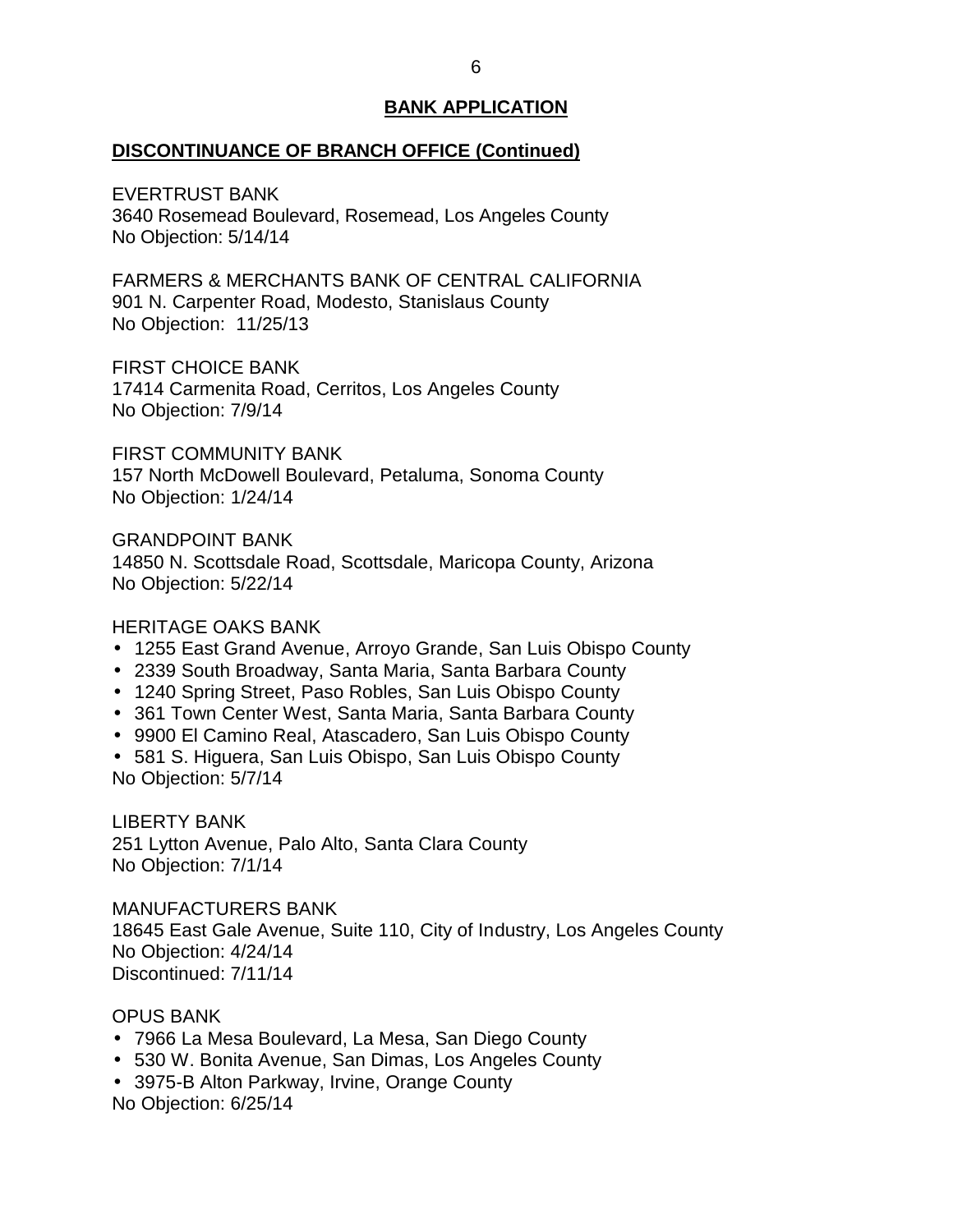## BANK APPLICATION

**DISCONTINUANCE OF BRANCH OFFICE (Continued)**

EVERTRUST BANK
3640 Rosemead Boulevard, Rosemead, Los Angeles County
No Objection: 5/14/14

FARMERS & MERCHANTS BANK OF CENTRAL CALIFORNIA
901 N. Carpenter Road, Modesto, Stanislaus County
No Objection: 11/25/13

FIRST CHOICE BANK
17414 Carmenita Road, Cerritos, Los Angeles County
No Objection: 7/9/14

FIRST COMMUNITY BANK
157 North McDowell Boulevard, Petaluma, Sonoma County
No Objection: 1/24/14

GRANDPOINT BANK
14850 N. Scottsdale Road, Scottsdale, Maricopa County, Arizona
No Objection: 5/22/14

HERITAGE OAKS BANK
- 1255 East Grand Avenue, Arroyo Grande, San Luis Obispo County
- 2339 South Broadway, Santa Maria, Santa Barbara County
- 1240 Spring Street, Paso Robles, San Luis Obispo County
- 361 Town Center West, Santa Maria, Santa Barbara County
- 9900 El Camino Real, Atascadero, San Luis Obispo County
- 581 S. Higuera, San Luis Obispo, San Luis Obispo County

No Objection: 5/7/14

LIBERTY BANK
251 Lytton Avenue, Palo Alto, Santa Clara County
No Objection: 7/1/14

MANUFACTURERS BANK
18645 East Gale Avenue, Suite 110, City of Industry, Los Angeles County
No Objection: 4/24/14
Discontinued: 7/11/14

OPUS BANK
- 7966 La Mesa Boulevard, La Mesa, San Diego County
- 530 W. Bonita Avenue, San Dimas, Los Angeles County
- 3975-B Alton Parkway, Irvine, Orange County

No Objection: 6/25/14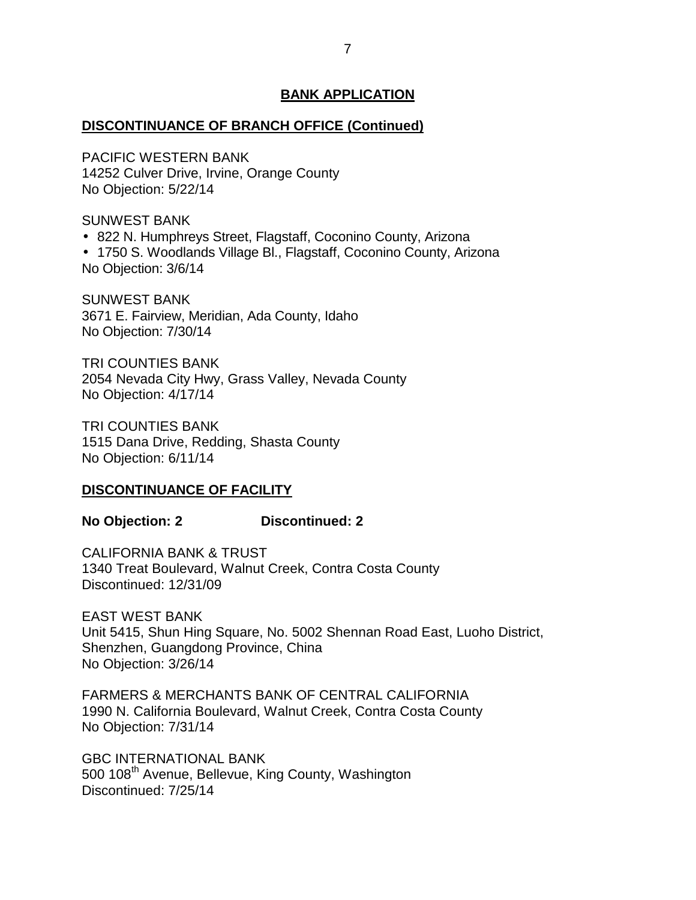## BANK APPLICATION

### DISCONTINUANCE OF BRANCH OFFICE (Continued)

PACIFIC WESTERN BANK
14252 Culver Drive, Irvine, Orange County
No Objection: 5/22/14

SUNWEST BANK
- 822 N. Humphreys Street, Flagstaff, Coconino County, Arizona
- 1750 S. Woodlands Village Bl., Flagstaff, Coconino County, Arizona

No Objection: 3/6/14

SUNWEST BANK
3671 E. Fairview, Meridian, Ada County, Idaho
No Objection: 7/30/14

TRI COUNTIES BANK
2054 Nevada City Hwy, Grass Valley, Nevada County
No Objection: 4/17/14

TRI COUNTIES BANK
1515 Dana Drive, Redding, Shasta County
No Objection: 6/11/14

### DISCONTINUANCE OF FACILITY

**No Objection: 2 Discontinued: 2**

CALIFORNIA BANK & TRUST
1340 Treat Boulevard, Walnut Creek, Contra Costa County
Discontinued: 12/31/09

EAST WEST BANK
Unit 5415, Shun Hing Square, No. 5002 Shennan Road East, Luoho District, Shenzhen, Guangdong Province, China
No Objection: 3/26/14

FARMERS & MERCHANTS BANK OF CENTRAL CALIFORNIA
1990 N. California Boulevard, Walnut Creek, Contra Costa County
No Objection: 7/31/14

GBC INTERNATIONAL BANK
500 108th Avenue, Bellevue, King County, Washington
Discontinued: 7/25/14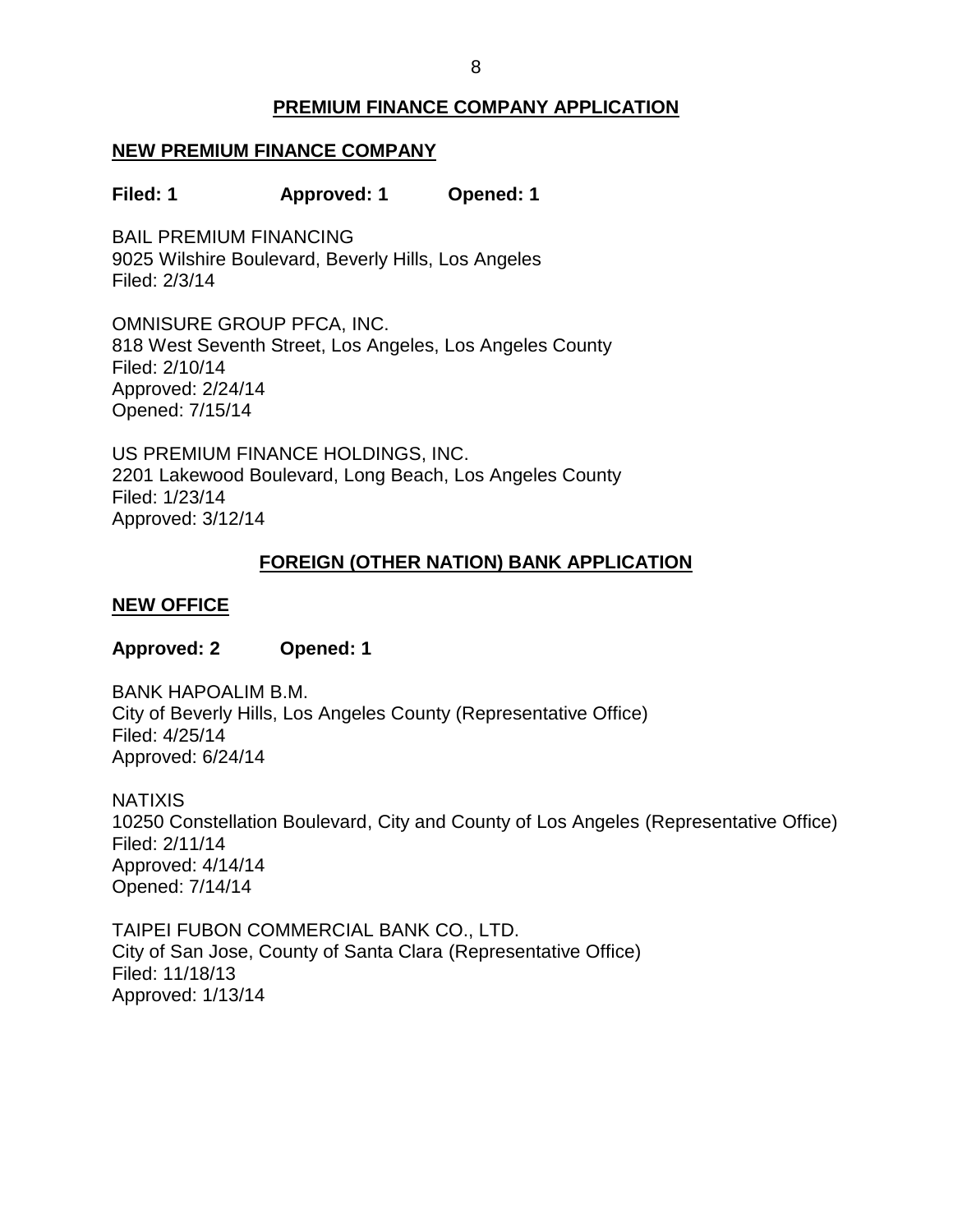## PREMIUM FINANCE COMPANY APPLICATION

### NEW PREMIUM FINANCE COMPANY

**Filed: 1 Approved: 1 Opened: 1**

BAIL PREMIUM FINANCING
9025 Wilshire Boulevard, Beverly Hills, Los Angeles
Filed: 2/3/14

OMNISURE GROUP PFCA, INC.
818 West Seventh Street, Los Angeles, Los Angeles County
Filed: 2/10/14
Approved: 2/24/14
Opened: 7/15/14

US PREMIUM FINANCE HOLDINGS, INC.
2201 Lakewood Boulevard, Long Beach, Los Angeles County
Filed: 1/23/14
Approved: 3/12/14

## FOREIGN (OTHER NATION) BANK APPLICATION

### NEW OFFICE

**Approved: 2 Opened: 1**

BANK HAPOALIM B.M.
City of Beverly Hills, Los Angeles County (Representative Office)
Filed: 4/25/14
Approved: 6/24/14

NATIXIS
10250 Constellation Boulevard, City and County of Los Angeles (Representative Office)
Filed: 2/11/14
Approved: 4/14/14
Opened: 7/14/14

TAIPEI FUBON COMMERCIAL BANK CO., LTD.
City of San Jose, County of Santa Clara (Representative Office)
Filed: 11/18/13
Approved: 1/13/14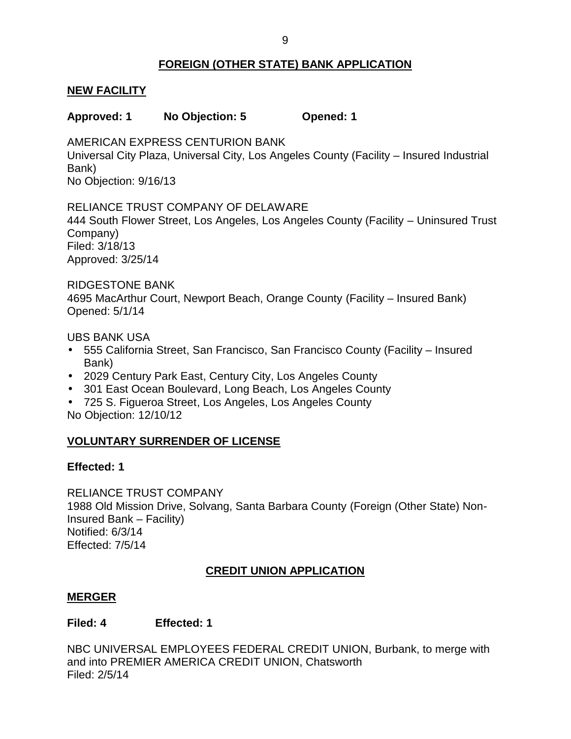## FOREIGN (OTHER STATE) BANK APPLICATION

### NEW FACILITY

**Approved: 1 No Objection: 5 Opened: 1**

AMERICAN EXPRESS CENTURION BANK
Universal City Plaza, Universal City, Los Angeles County (Facility – Insured Industrial Bank)
No Objection: 9/16/13

RELIANCE TRUST COMPANY OF DELAWARE
444 South Flower Street, Los Angeles, Los Angeles County (Facility – Uninsured Trust Company)
Filed: 3/18/13
Approved: 3/25/14

RIDGESTONE BANK
4695 MacArthur Court, Newport Beach, Orange County (Facility – Insured Bank)
Opened: 5/1/14

UBS BANK USA

- 555 California Street, San Francisco, San Francisco County (Facility – Insured Bank)
- 2029 Century Park East, Century City, Los Angeles County
- 301 East Ocean Boulevard, Long Beach, Los Angeles County
- 725 S. Figueroa Street, Los Angeles, Los Angeles County

No Objection: 12/10/12

### VOLUNTARY SURRENDER OF LICENSE

**Effected: 1**

RELIANCE TRUST COMPANY
1988 Old Mission Drive, Solvang, Santa Barbara County (Foreign (Other State) Non-Insured Bank – Facility)
Notified: 6/3/14
Effected: 7/5/14

## CREDIT UNION APPLICATION

### MERGER

**Filed: 4 Effected: 1**

NBC UNIVERSAL EMPLOYEES FEDERAL CREDIT UNION, Burbank, to merge with and into PREMIER AMERICA CREDIT UNION, Chatsworth
Filed: 2/5/14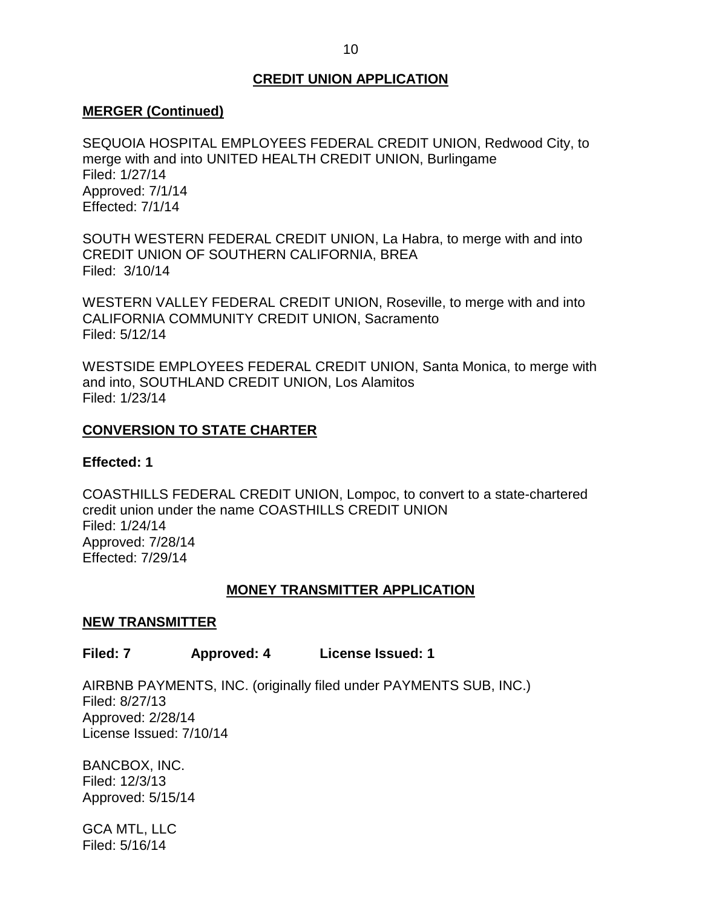## CREDIT UNION APPLICATION

### MERGER (Continued)

SEQUOIA HOSPITAL EMPLOYEES FEDERAL CREDIT UNION, Redwood City, to merge with and into UNITED HEALTH CREDIT UNION, Burlingame
Filed: 1/27/14
Approved: 7/1/14
Effected: 7/1/14

SOUTH WESTERN FEDERAL CREDIT UNION, La Habra, to merge with and into CREDIT UNION OF SOUTHERN CALIFORNIA, BREA
Filed: 3/10/14

WESTERN VALLEY FEDERAL CREDIT UNION, Roseville, to merge with and into CALIFORNIA COMMUNITY CREDIT UNION, Sacramento
Filed: 5/12/14

WESTSIDE EMPLOYEES FEDERAL CREDIT UNION, Santa Monica, to merge with and into, SOUTHLAND CREDIT UNION, Los Alamitos
Filed: 1/23/14

### CONVERSION TO STATE CHARTER

**Effected: 1**

COASTHILLS FEDERAL CREDIT UNION, Lompoc, to convert to a state-chartered credit union under the name COASTHILLS CREDIT UNION
Filed: 1/24/14
Approved: 7/28/14
Effected: 7/29/14

## MONEY TRANSMITTER APPLICATION

### NEW TRANSMITTER

**Filed: 7 Approved: 4 License Issued: 1**

AIRBNB PAYMENTS, INC. (originally filed under PAYMENTS SUB, INC.)
Filed: 8/27/13
Approved: 2/28/14
License Issued: 7/10/14

BANCBOX, INC.
Filed: 12/3/13
Approved: 5/15/14

GCA MTL, LLC
Filed: 5/16/14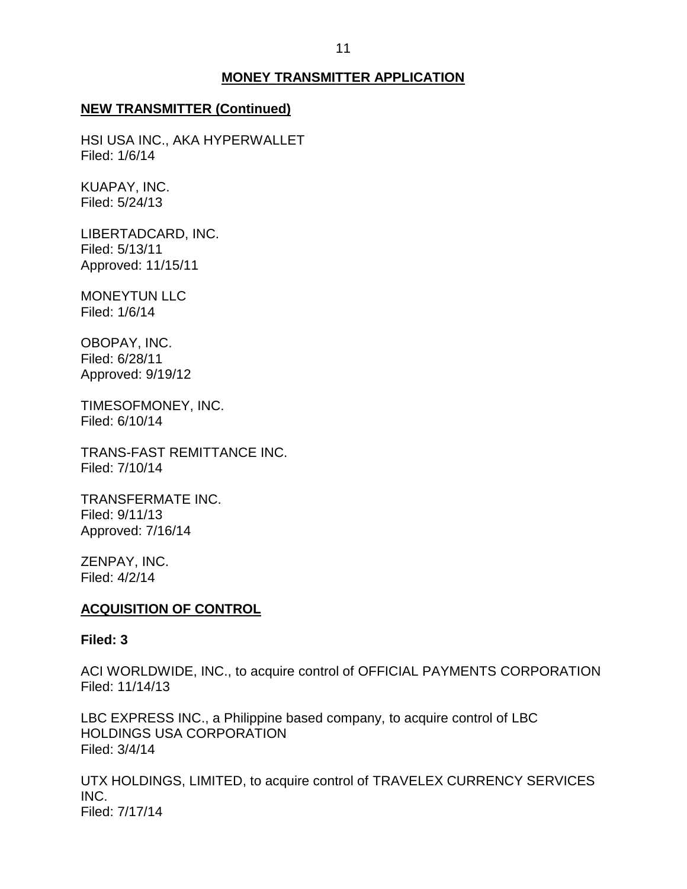## MONEY TRANSMITTER APPLICATION

### NEW TRANSMITTER (Continued)

HSI USA INC., AKA HYPERWALLET
Filed: 1/6/14

KUAPAY, INC.
Filed: 5/24/13

LIBERTADCARD, INC.
Filed: 5/13/11
Approved: 11/15/11

MONEYTUN LLC
Filed: 1/6/14

OBOPAY, INC.
Filed: 6/28/11
Approved: 9/19/12

TIMESOFMONEY, INC.
Filed: 6/10/14

TRANS-FAST REMITTANCE INC.
Filed: 7/10/14

TRANSFERMATE INC.
Filed: 9/11/13
Approved: 7/16/14

ZENPAY, INC.
Filed: 4/2/14

### ACQUISITION OF CONTROL

**Filed: 3**

ACI WORLDWIDE, INC., to acquire control of OFFICIAL PAYMENTS CORPORATION
Filed: 11/14/13

LBC EXPRESS INC., a Philippine based company, to acquire control of LBC HOLDINGS USA CORPORATION
Filed: 3/4/14

UTX HOLDINGS, LIMITED, to acquire control of TRAVELEX CURRENCY SERVICES INC.
Filed: 7/17/14